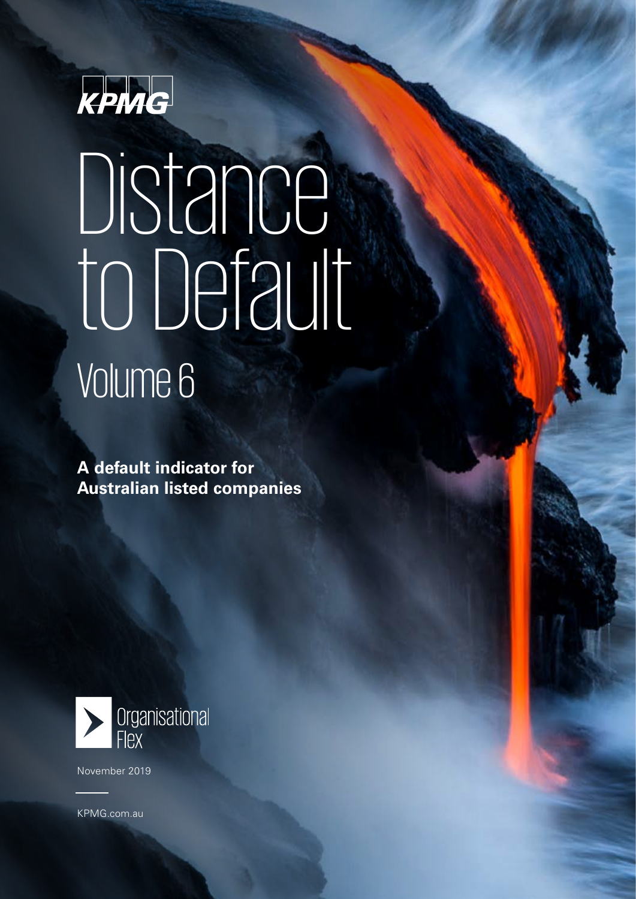KPMG

# Distance to Default

## Volume 6

**A default indicator for Australian listed companies**

Organisational Flex

November 2019

KPMG.com.au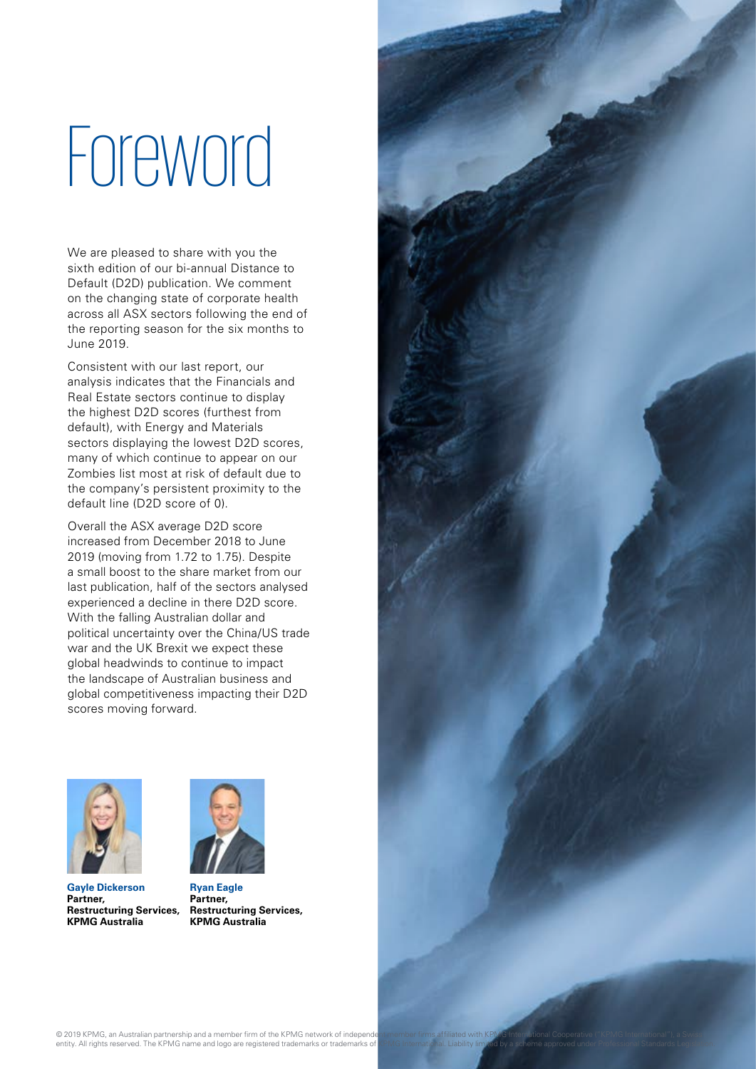# Foreword

We are pleased to share with you the sixth edition of our bi-annual Distance to Default (D2D) publication. We comment on the changing state of corporate health across all ASX sectors following the end of the reporting season for the six months to June 2019.

Consistent with our last report, our analysis indicates that the Financials and Real Estate sectors continue to display the highest D2D scores (furthest from default), with Energy and Materials sectors displaying the lowest D2D scores, many of which continue to appear on our Zombies list most at risk of default due to the company's persistent proximity to the default line (D2D score of 0).

Overall the ASX average D2D score increased from December 2018 to June 2019 (moving from 1.72 to 1.75). Despite a small boost to the share market from our last publication, half of the sectors analysed experienced a decline in there D2D score. With the falling Australian dollar and political uncertainty over the China/US trade war and the UK Brexit we expect these global headwinds to continue to impact the landscape of Australian business and global competitiveness impacting their D2D scores moving forward.

**Gayle Dickerson**
**Partner,**
**Restructuring Services,**
**KPMG Australia**

**Ryan Eagle**
**Partner,**
**Restructuring Services,**
**KPMG Australia**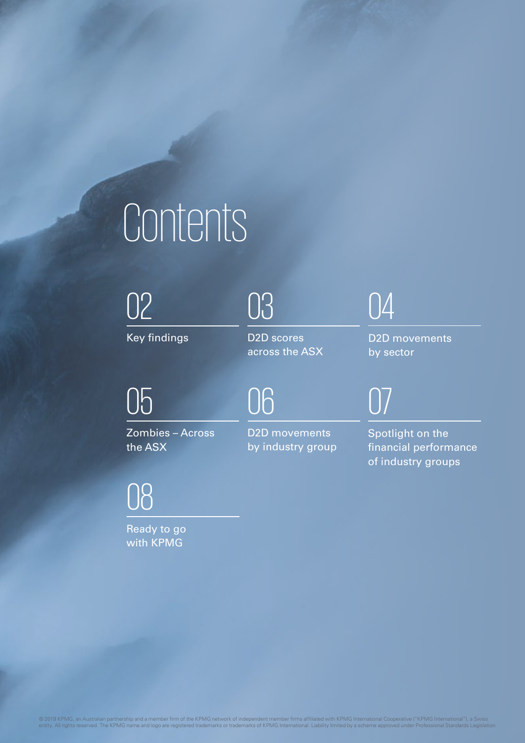# Contents

02

Key findings

03

D2D scores across the ASX

04

D2D movements by sector

05

Zombies – Across the ASX

06

D2D movements by industry group

07

Spotlight on the financial performance of industry groups

08

Ready to go with KPMG

© 2019 KPMG, an Australian partnership and a member firm of the KPMG network of independent member firms affiliated with KPMG International Cooperative ("KPMG International"), a Swiss entity. All rights reserved. The KPMG name and logo are registered trademarks or trademarks of KPMG International. Liability limited by a scheme approved under Professional Standards Legislation.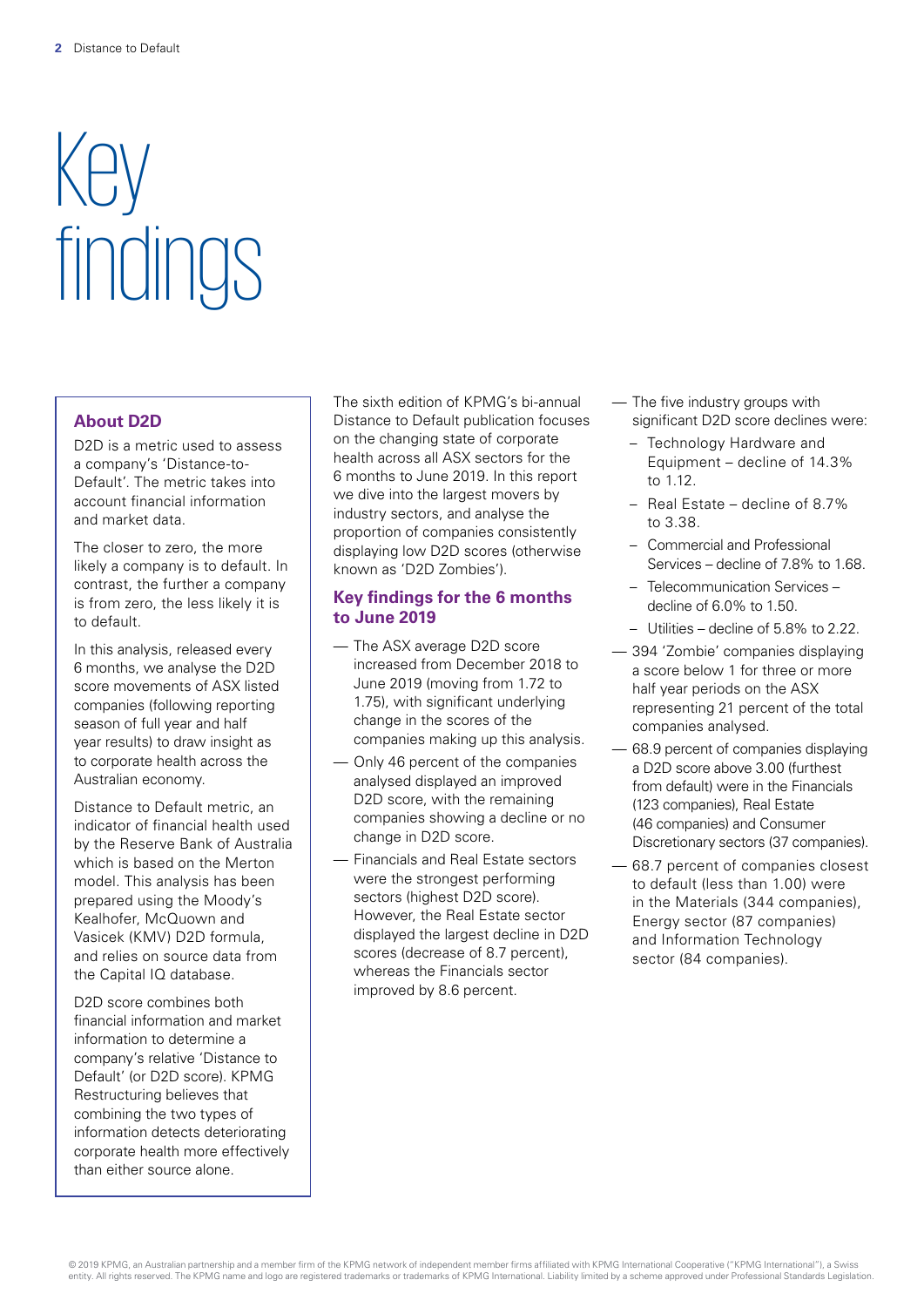# Key findings

### About D2D

D2D is a metric used to assess a company's 'Distance-to-Default'. The metric takes into account financial information and market data.

The closer to zero, the more likely a company is to default. In contrast, the further a company is from zero, the less likely it is to default.

In this analysis, released every 6 months, we analyse the D2D score movements of ASX listed companies (following reporting season of full year and half year results) to draw insight as to corporate health across the Australian economy.

Distance to Default metric, an indicator of financial health used by the Reserve Bank of Australia which is based on the Merton model. This analysis has been prepared using the Moody's Kealhofer, McQuown and Vasicek (KMV) D2D formula, and relies on source data from the Capital IQ database.

D2D score combines both financial information and market information to determine a company's relative 'Distance to Default' (or D2D score). KPMG Restructuring believes that combining the two types of information detects deteriorating corporate health more effectively than either source alone.

The sixth edition of KPMG's bi-annual Distance to Default publication focuses on the changing state of corporate health across all ASX sectors for the 6 months to June 2019. In this report we dive into the largest movers by industry sectors, and analyse the proportion of companies consistently displaying low D2D scores (otherwise known as 'D2D Zombies').

### Key findings for the 6 months to June 2019

- The ASX average D2D score increased from December 2018 to June 2019 (moving from 1.72 to 1.75), with significant underlying change in the scores of the companies making up this analysis.
- Only 46 percent of the companies analysed displayed an improved D2D score, with the remaining companies showing a decline or no change in D2D score.
- Financials and Real Estate sectors were the strongest performing sectors (highest D2D score). However, the Real Estate sector displayed the largest decline in D2D scores (decrease of 8.7 percent), whereas the Financials sector improved by 8.6 percent.
- The five industry groups with significant D2D score declines were:
  - Technology Hardware and Equipment – decline of 14.3% to 1.12.
  - Real Estate – decline of 8.7% to 3.38.
  - Commercial and Professional Services – decline of 7.8% to 1.68.
  - Telecommunication Services – decline of 6.0% to 1.50.
  - Utilities – decline of 5.8% to 2.22.
- 394 'Zombie' companies displaying a score below 1 for three or more half year periods on the ASX representing 21 percent of the total companies analysed.
- 68.9 percent of companies displaying a D2D score above 3.00 (furthest from default) were in the Financials (123 companies), Real Estate (46 companies) and Consumer Discretionary sectors (37 companies).
- 68.7 percent of companies closest to default (less than 1.00) were in the Materials (344 companies), Energy sector (87 companies) and Information Technology sector (84 companies).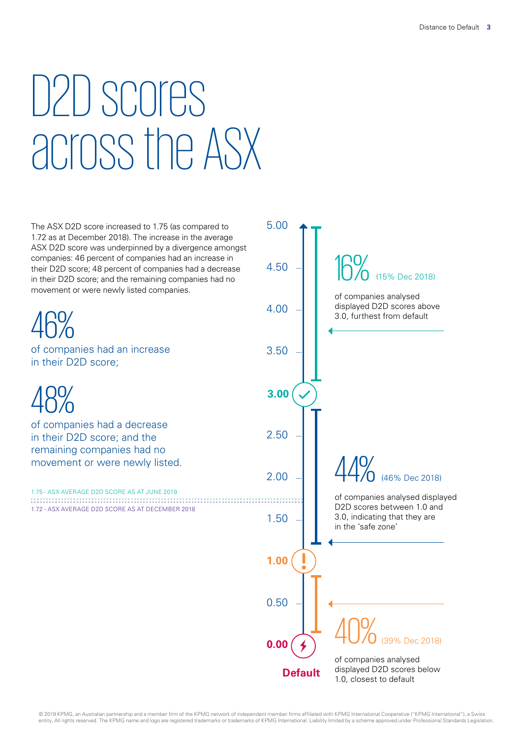# D2D scores across the ASX

The ASX D2D score increased to 1.75 (as compared to 1.72 as at December 2018). The increase in the average ASX D2D score was underpinned by a divergence amongst companies: 46 percent of companies had an increase in their D2D score; 48 percent of companies had a decrease in their D2D score; and the remaining companies had no movement or were newly listed companies.

## 46%

of companies had an increase in their D2D score;

## 48%

of companies had a decrease in their D2D score; and the remaining companies had no movement or were newly listed.

1.75 - ASX AVERAGE D2D SCORE AS AT JUNE 2019

1.72 - ASX AVERAGE D2D SCORE AS AT DECEMBER 2018

5.00

4.50

4.00

3.50

**3.00**

2.50

2.00

1.50

**1.00**

0.50

**0.00**

**Default**

## 16% (15% Dec 2018)

of companies analysed displayed D2D scores above 3.0, furthest from default

## 44% (46% Dec 2018)

of companies analysed displayed D2D scores between 1.0 and 3.0, indicating that they are in the 'safe zone'

## 40% (39% Dec 2018)

of companies analysed displayed D2D scores below 1.0, closest to default

© 2019 KPMG, an Australian partnership and a member firm of the KPMG network of independent member firms affiliated with KPMG International Cooperative ("KPMG International"), a Swiss entity. All rights reserved. The KPMG name and logo are registered trademarks or trademarks of KPMG International. Liability limited by a scheme approved under Professional Standards Legislation.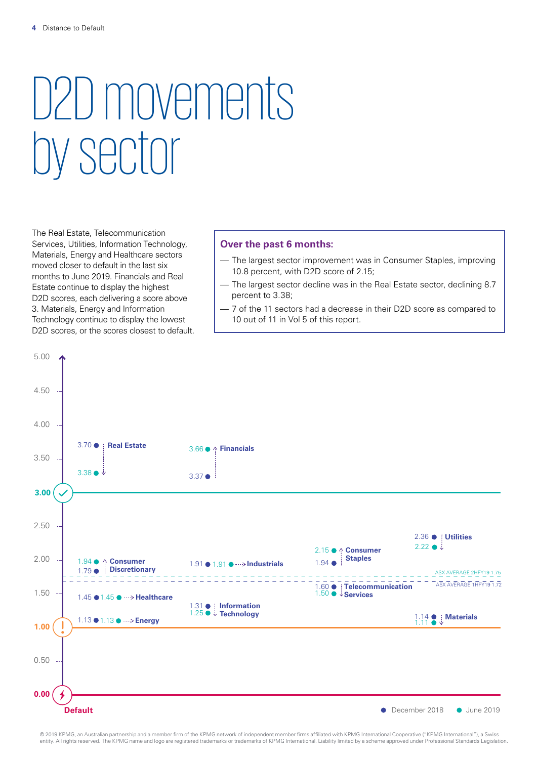// Distance to Default

# D2D movements by sector

The Real Estate, Telecommunication Services, Utilities, Information Technology, Materials, Energy and Healthcare sectors moved closer to default in the last six months to June 2019. Financials and Real Estate continue to display the highest D2D scores, each delivering a score above 3. Materials, Energy and Information Technology continue to display the lowest D2D scores, or the scores closest to default.

**Over the past 6 months:**

- The largest sector improvement was in Consumer Staples, improving 10.8 percent, with D2D score of 2.15;
- The largest sector decline was in the Real Estate sector, declining 8.7 percent to 3.38;
- 7 of the 11 sectors had a decrease in their D2D score as compared to 10 out of 11 in Vol 5 of this report.

| Sector | December 2018 | June 2019 |
|---|---|---|
| Real Estate | 3.70 | 3.38 |
| Financials | 3.37 | 3.66 |
| Utilities | 2.36 | 2.22 |
| Consumer Staples | 1.94 | 2.15 |
| Consumer Discretionary | 1.79 | 1.94 |
| Industrials | 1.91 | 1.91 |
| Telecommunication Services | 1.60 | 1.50 |
| Healthcare | 1.45 | 1.45 |
| Information Technology | 1.31 | 1.25 |
| Materials | 1.14 | 1.11 |
| Energy | 1.13 | 1.13 |

ASX AVERAGE 2HFY19 1.75

ASX AVERAGE 1HFY19 1.72

Reference lines: 3.00; 1.00; 0.00 Default

© 2019 KPMG, an Australian partnership and a member firm of the KPMG network of independent member firms affiliated with KPMG International Cooperative ("KPMG International"), a Swiss entity. All rights reserved. The KPMG name and logo are registered trademarks or trademarks of KPMG International. Liability limited by a scheme approved under Professional Standards Legislation.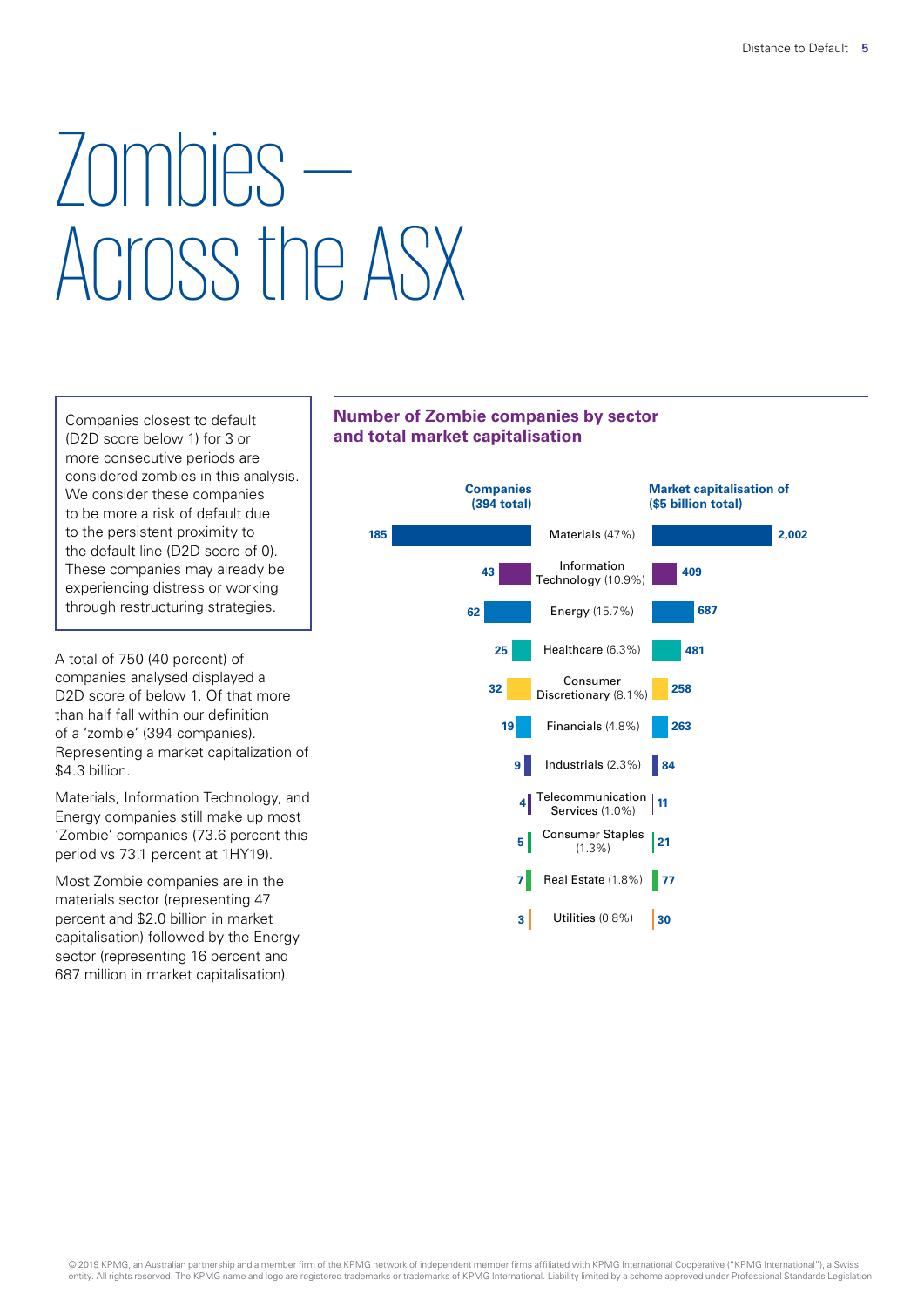# Zombies — Across the ASX

Companies closest to default (D2D score below 1) for 3 or more consecutive periods are considered zombies in this analysis. We consider these companies to be more a risk of default due to the persistent proximity to the default line (D2D score of 0). These companies may already be experiencing distress or working through restructuring strategies.

A total of 750 (40 percent) of companies analysed displayed a D2D score of below 1. Of that more than half fall within our definition of a 'zombie' (394 companies). Representing a market capitalization of $4.3 billion.

Materials, Information Technology, and Energy companies still make up most 'Zombie' companies (73.6 percent this period vs 73.1 percent at 1HY19).

Most Zombie companies are in the materials sector (representing 47 percent and $2.0 billion in market capitalisation) followed by the Energy sector (representing 16 percent and 687 million in market capitalisation).

## Number of Zombie companies by sector and total market capitalisation

| Companies (394 total) | Sector | Market capitalisation of ($5 billion total) |
|---|---|---|
| 185 | Materials (47%) | 2,002 |
| 43 | Information Technology (10.9%) | 409 |
| 62 | Energy (15.7%) | 687 |
| 25 | Healthcare (6.3%) | 481 |
| 32 | Consumer Discretionary (8.1%) | 258 |
| 19 | Financials (4.8%) | 263 |
| 9 | Industrials (2.3%) | 84 |
| 4 | Telecommunication Services (1.0%) | 11 |
| 5 | Consumer Staples (1.3%) | 21 |
| 7 | Real Estate (1.8%) | 77 |
| 3 | Utilities (0.8%) | 30 |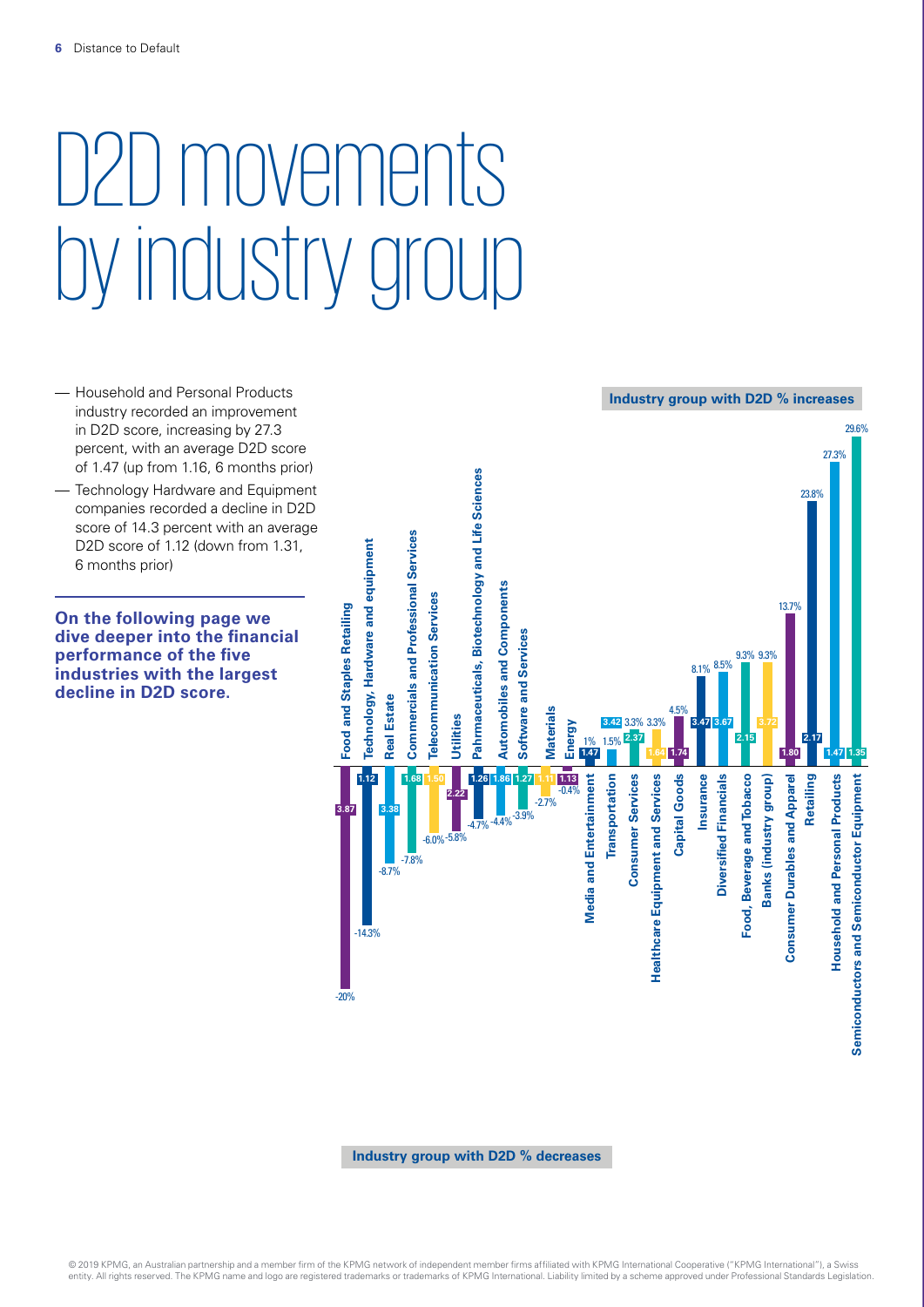# D2D movements by industry group

- Household and Personal Products industry recorded an improvement in D2D score, increasing by 27.3 percent, with an average D2D score of 1.47 (up from 1.16, 6 months prior)
- Technology Hardware and Equipment companies recorded a decline in D2D score of 14.3 percent with an average D2D score of 1.12 (down from 1.31, 6 months prior)

**On the following page we dive deeper into the financial performance of the five industries with the largest decline in D2D score.**

**Industry group with D2D % increases**

| Industry group | D2D | % change |
|---|---|---|
| Media and Entertainment | 1.47 | 1% |
| Transportation | 3.42 | 1.5% |
| Consumer Services | 2.37 | 3.3% |
| Healthcare Equipment and Services | 1.64 | 3.3% |
| Capital Goods | 1.74 | 4.5% |
| Insurance | 3.47 | 8.1% |
| Diversified Financials | 3.67 | 8.5% |
| Food, Beverage and Tobacco | 2.15 | 9.3% |
| Banks (industry group) | 3.72 | 9.3% |
| Consumer Durables and Apparel | 1.80 | 13.7% |
| Retailing | 2.17 | 23.8% |
| Household and Personal Products | 1.47 | 27.3% |
| Semiconductors and Semiconductor Equipment | 1.35 | 29.6% |

**Industry group with D2D % decreases**

| Industry group | D2D | % change |
|---|---|---|
| Food and Staples Retailing | 3.87 | -20% |
| Technology, Hardware and equipment | 1.12 | -14.3% |
| Real Estate | 3.38 | -8.7% |
| Commercials and Professional Services | 1.68 | -7.8% |
| Telecommunication Services | 1.50 | -6.0% |
| Utilities | 2.22 | -5.8% |
| Pahrmaceuticals, Biotechnology and Life Sciences | 1.26 | -4.7% |
| Automobiles and Components | 1.86 | -4.4% |
| Software and Services | 1.27 | -3.9% |
| Materials | 1.11 | -2.7% |
| Energy | 1.13 | -0.4% |

© 2019 KPMG, an Australian partnership and a member firm of the KPMG network of independent member firms affiliated with KPMG International Cooperative ("KPMG International"), a Swiss entity. All rights reserved. The KPMG name and logo are registered trademarks or trademarks of KPMG International. Liability limited by a scheme approved under Professional Standards Legislation.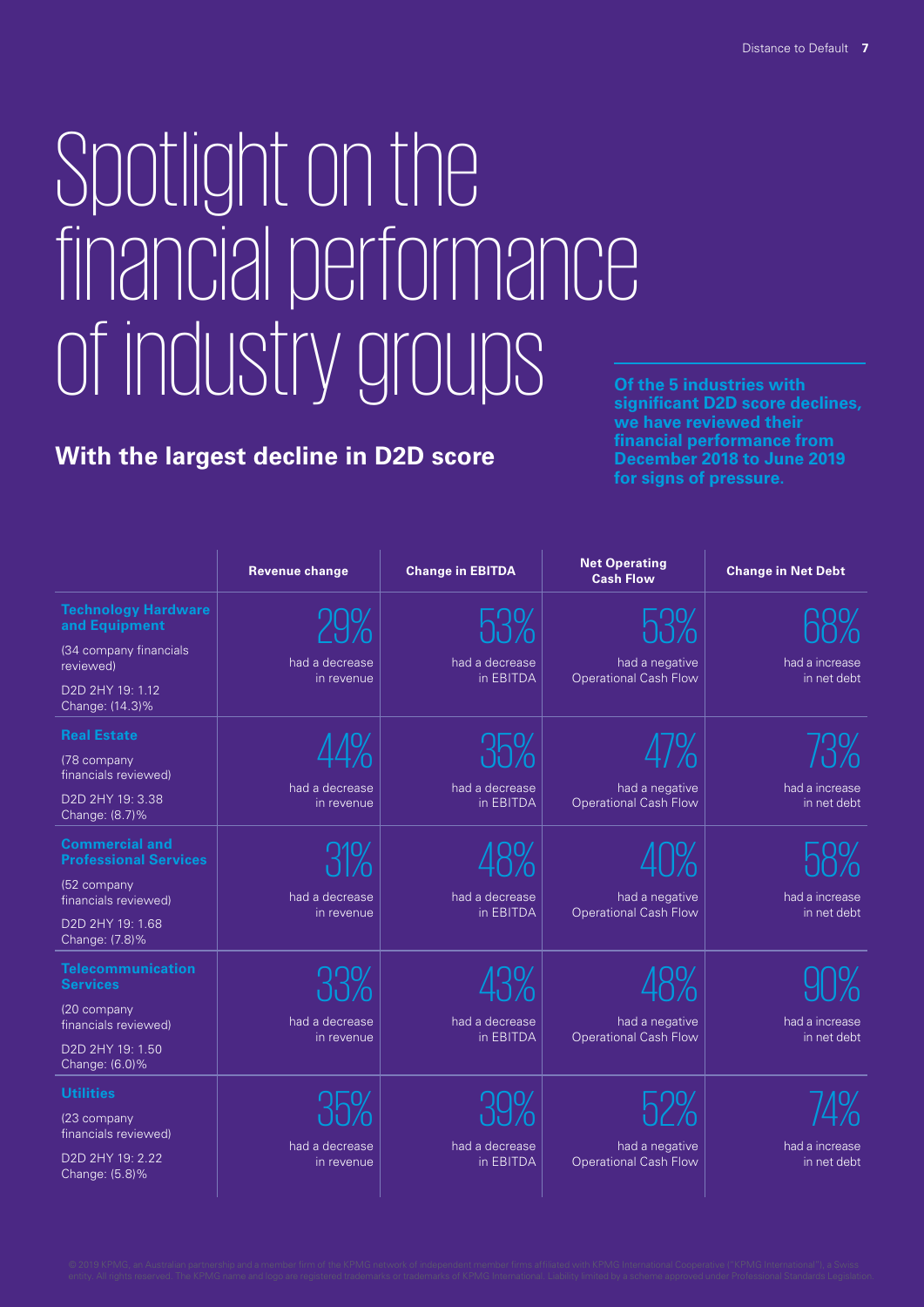# Spotlight on the financial performance of industry groups

## With the largest decline in D2D score

**Of the 5 industries with significant D2D score declines, we have reviewed their financial performance from December 2018 to June 2019 for signs of pressure.**

| | Revenue change | Change in EBITDA | Net Operating Cash Flow | Change in Net Debt |
|---|---|---|---|---|
| **Technology Hardware and Equipment** (34 company financials reviewed) D2D 2HY 19: 1.12 Change: (14.3)% | 29% had a decrease in revenue | 53% had a decrease in EBITDA | 53% had a negative Operational Cash Flow | 68% had a increase in net debt |
| **Real Estate** (78 company financials reviewed) D2D 2HY 19: 3.38 Change: (8.7)% | 44% had a decrease in revenue | 35% had a decrease in EBITDA | 47% had a negative Operational Cash Flow | 73% had a increase in net debt |
| **Commercial and Professional Services** (52 company financials reviewed) D2D 2HY 19: 1.68 Change: (7.8)% | 31% had a decrease in revenue | 48% had a decrease in EBITDA | 40% had a negative Operational Cash Flow | 58% had a increase in net debt |
| **Telecommunication Services** (20 company financials reviewed) D2D 2HY 19: 1.50 Change: (6.0)% | 33% had a decrease in revenue | 43% had a decrease in EBITDA | 48% had a negative Operational Cash Flow | 90% had a increase in net debt |
| **Utilities** (23 company financials reviewed) D2D 2HY 19: 2.22 Change: (5.8)% | 35% had a decrease in revenue | 39% had a decrease in EBITDA | 52% had a negative Operational Cash Flow | 74% had a increase in net debt |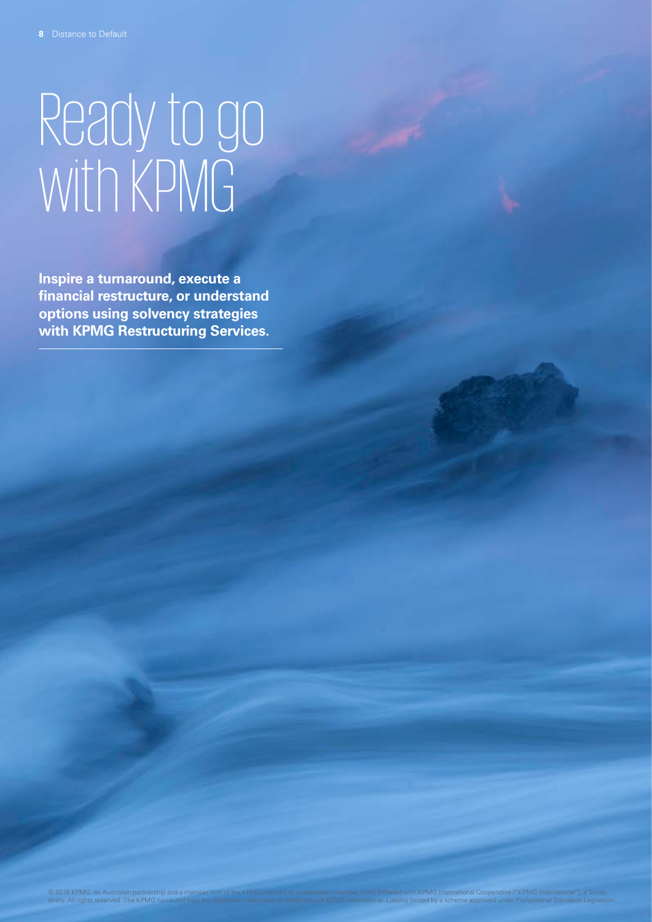# Ready to go with KPMG

**Inspire a turnaround, execute a financial restructure, or understand options using solvency strategies with KPMG Restructuring Services.**

© 2019 KPMG, an Australian partnership and a member firm of the KPMG network of independent member firms affiliated with KPMG International Cooperative ("KPMG International"), a Swiss entity. All rights reserved. The KPMG name and logo are registered trademarks or trademarks of KPMG International. Liability limited by a scheme approved under Professional Standards Legislation.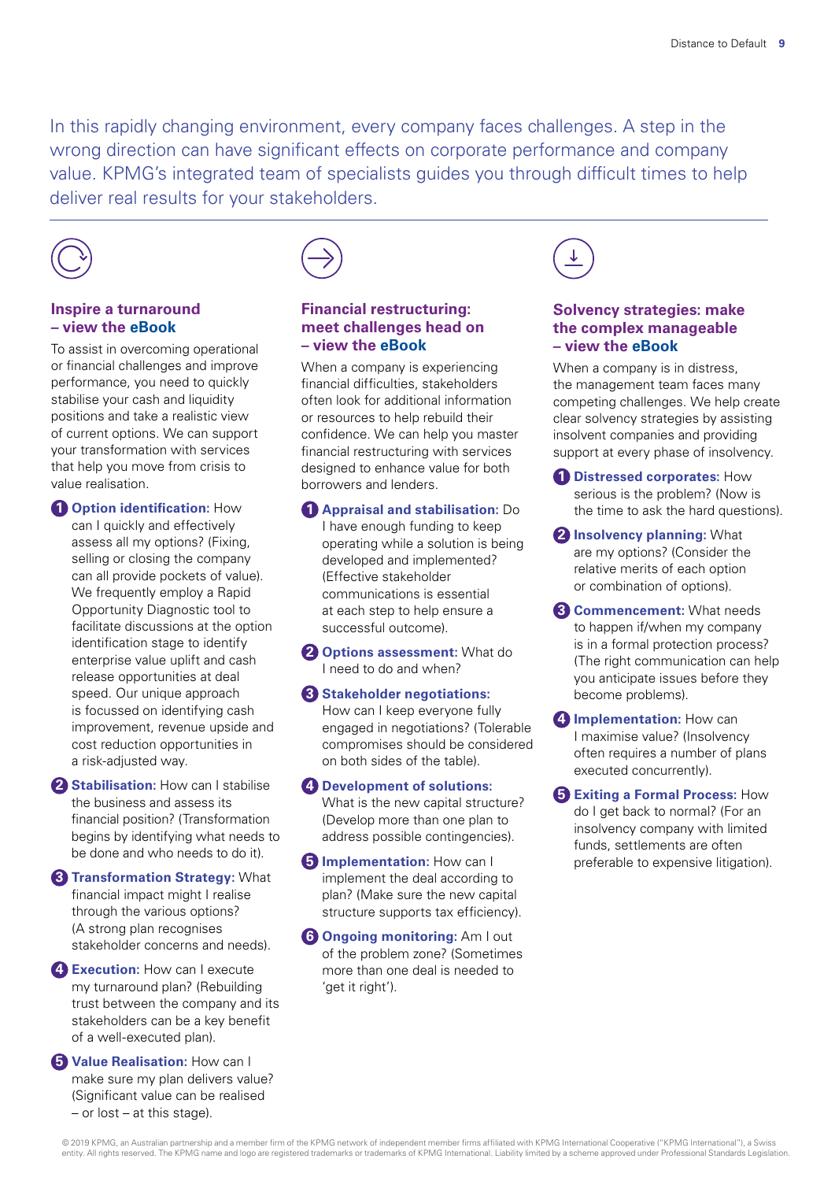In this rapidly changing environment, every company faces challenges. A step in the wrong direction can have significant effects on corporate performance and company value. KPMG's integrated team of specialists guides you through difficult times to help deliver real results for your stakeholders.

## Inspire a turnaround – view the eBook

To assist in overcoming operational or financial challenges and improve performance, you need to quickly stabilise your cash and liquidity positions and take a realistic view of current options. We can support your transformation with services that help you move from crisis to value realisation.

1. **Option identification:** How can I quickly and effectively assess all my options? (Fixing, selling or closing the company can all provide pockets of value). We frequently employ a Rapid Opportunity Diagnostic tool to facilitate discussions at the option identification stage to identify enterprise value uplift and cash release opportunities at deal speed. Our unique approach is focussed on identifying cash improvement, revenue upside and cost reduction opportunities in a risk-adjusted way.
2. **Stabilisation:** How can I stabilise the business and assess its financial position? (Transformation begins by identifying what needs to be done and who needs to do it).
3. **Transformation Strategy:** What financial impact might I realise through the various options? (A strong plan recognises stakeholder concerns and needs).
4. **Execution:** How can I execute my turnaround plan? (Rebuilding trust between the company and its stakeholders can be a key benefit of a well-executed plan).
5. **Value Realisation:** How can I make sure my plan delivers value? (Significant value can be realised – or lost – at this stage).

## Financial restructuring: meet challenges head on – view the eBook

When a company is experiencing financial difficulties, stakeholders often look for additional information or resources to help rebuild their confidence. We can help you master financial restructuring with services designed to enhance value for both borrowers and lenders.

1. **Appraisal and stabilisation:** Do I have enough funding to keep operating while a solution is being developed and implemented? (Effective stakeholder communications is essential at each step to help ensure a successful outcome).
2. **Options assessment:** What do I need to do and when?
3. **Stakeholder negotiations:** How can I keep everyone fully engaged in negotiations? (Tolerable compromises should be considered on both sides of the table).
4. **Development of solutions:** What is the new capital structure? (Develop more than one plan to address possible contingencies).
5. **Implementation:** How can I implement the deal according to plan? (Make sure the new capital structure supports tax efficiency).
6. **Ongoing monitoring:** Am I out of the problem zone? (Sometimes more than one deal is needed to 'get it right').

## Solvency strategies: make the complex manageable – view the eBook

When a company is in distress, the management team faces many competing challenges. We help create clear solvency strategies by assisting insolvent companies and providing support at every phase of insolvency.

1. **Distressed corporates:** How serious is the problem? (Now is the time to ask the hard questions).
2. **Insolvency planning:** What are my options? (Consider the relative merits of each option or combination of options).
3. **Commencement:** What needs to happen if/when my company is in a formal protection process? (The right communication can help you anticipate issues before they become problems).
4. **Implementation:** How can I maximise value? (Insolvency often requires a number of plans executed concurrently).
5. **Exiting a Formal Process:** How do I get back to normal? (For an insolvency company with limited funds, settlements are often preferable to expensive litigation).

© 2019 KPMG, an Australian partnership and a member firm of the KPMG network of independent member firms affiliated with KPMG International Cooperative ("KPMG International"), a Swiss entity. All rights reserved. The KPMG name and logo are registered trademarks or trademarks of KPMG International. Liability limited by a scheme approved under Professional Standards Legislation.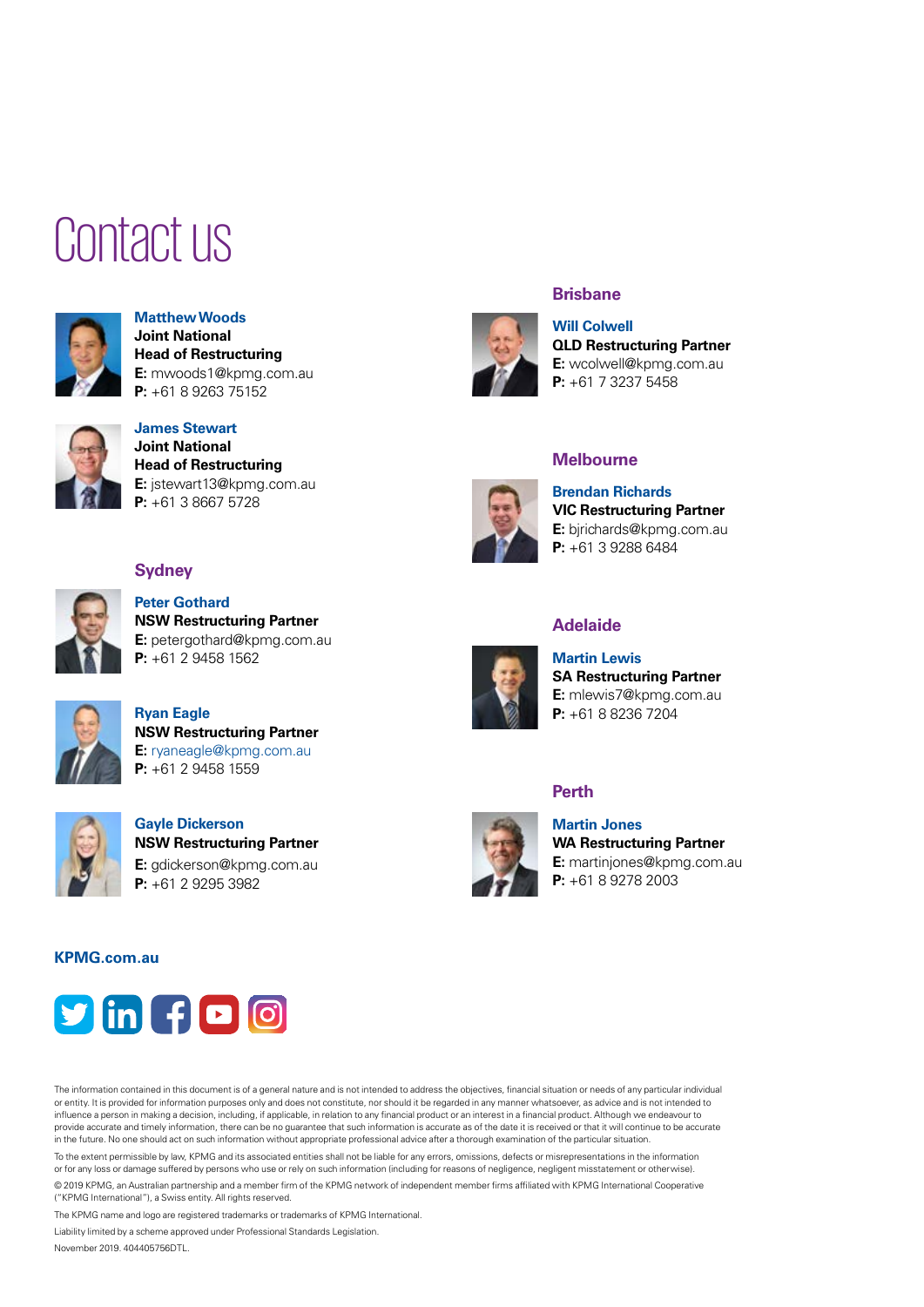# Contact us

**Matthew Woods**
**Joint National Head of Restructuring**
**E:** mwoods1@kpmg.com.au
**P:** +61 8 9263 75152

**James Stewart**
**Joint National Head of Restructuring**
**E:** jstewart13@kpmg.com.au
**P:** +61 3 8667 5728

## Sydney

**Peter Gothard**
**NSW Restructuring Partner**
**E:** petergothard@kpmg.com.au
**P:** +61 2 9458 1562

**Ryan Eagle**
**NSW Restructuring Partner**
**E:** ryaneagle@kpmg.com.au
**P:** +61 2 9458 1559

**Gayle Dickerson**
**NSW Restructuring Partner**
**E:** gdickerson@kpmg.com.au
**P:** +61 2 9295 3982

## Brisbane

**Will Colwell**
**QLD Restructuring Partner**
**E:** wcolwell@kpmg.com.au
**P:** +61 7 3237 5458

## Melbourne

**Brendan Richards**
**VIC Restructuring Partner**
**E:** bjrichards@kpmg.com.au
**P:** +61 3 9288 6484

## Adelaide

**Martin Lewis**
**SA Restructuring Partner**
**E:** mlewis7@kpmg.com.au
**P:** +61 8 8236 7204

## Perth

**Martin Jones**
**WA Restructuring Partner**
**E:** martinjones@kpmg.com.au
**P:** +61 8 9278 2003

**KPMG.com.au**

The information contained in this document is of a general nature and is not intended to address the objectives, financial situation or needs of any particular individual or entity. It is provided for information purposes only and does not constitute, nor should it be regarded in any manner whatsoever, as advice and is not intended to influence a person in making a decision, including, if applicable, in relation to any financial product or an interest in a financial product. Although we endeavour to provide accurate and timely information, there can be no guarantee that such information is accurate as of the date it is received or that it will continue to be accurate in the future. No one should act on such information without appropriate professional advice after a thorough examination of the particular situation.

To the extent permissible by law, KPMG and its associated entities shall not be liable for any errors, omissions, defects or misrepresentations in the information or for any loss or damage suffered by persons who use or rely on such information (including for reasons of negligence, negligent misstatement or otherwise).

© 2019 KPMG, an Australian partnership and a member firm of the KPMG network of independent member firms affiliated with KPMG International Cooperative ("KPMG International"), a Swiss entity. All rights reserved.

The KPMG name and logo are registered trademarks or trademarks of KPMG International.

Liability limited by a scheme approved under Professional Standards Legislation.

November 2019. 404405756DTL.